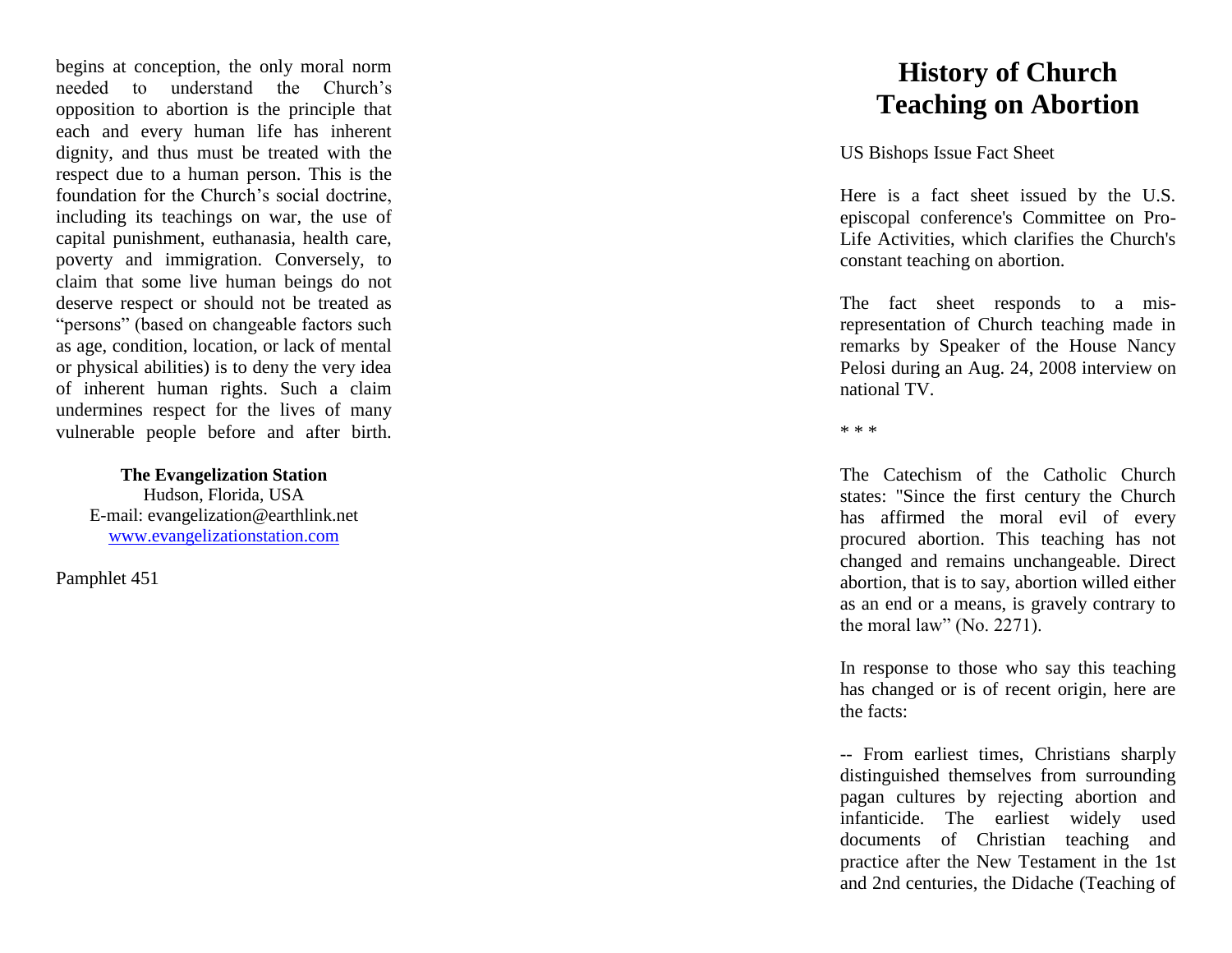begins at conception, the only moral norm needed to understand the Church's opposition to abortion is the principle that each and every human life has inherent dignity, and thus must be treated with the respect due to a human person. This is the foundation for the Church's social doctrine, including its teachings on war, the use of capital punishment, euthanasia, health care, poverty and immigration. Conversely, to claim that some live human beings do not deserve respect or should not be treated as "persons" (based on changeable factors such as age, condition, location, or lack of mental or physical abilities) is to deny the very idea of inherent human rights. Such a claim undermines respect for the lives of many vulnerable people before and after birth.

**The Evangelization Station**
Hudson, Florida, USA
E-mail: evangelization@earthlink.net
www.evangelizationstation.com

Pamphlet 451

# History of Church Teaching on Abortion

US Bishops Issue Fact Sheet

Here is a fact sheet issued by the U.S. episcopal conference's Committee on Pro-Life Activities, which clarifies the Church's constant teaching on abortion.

The fact sheet responds to a mis-representation of Church teaching made in remarks by Speaker of the House Nancy Pelosi during an Aug. 24, 2008 interview on national TV.

* * *

The Catechism of the Catholic Church states: "Since the first century the Church has affirmed the moral evil of every procured abortion. This teaching has not changed and remains unchangeable. Direct abortion, that is to say, abortion willed either as an end or a means, is gravely contrary to the moral law" (No. 2271).

In response to those who say this teaching has changed or is of recent origin, here are the facts:

-- From earliest times, Christians sharply distinguished themselves from surrounding pagan cultures by rejecting abortion and infanticide. The earliest widely used documents of Christian teaching and practice after the New Testament in the 1st and 2nd centuries, the Didache (Teaching of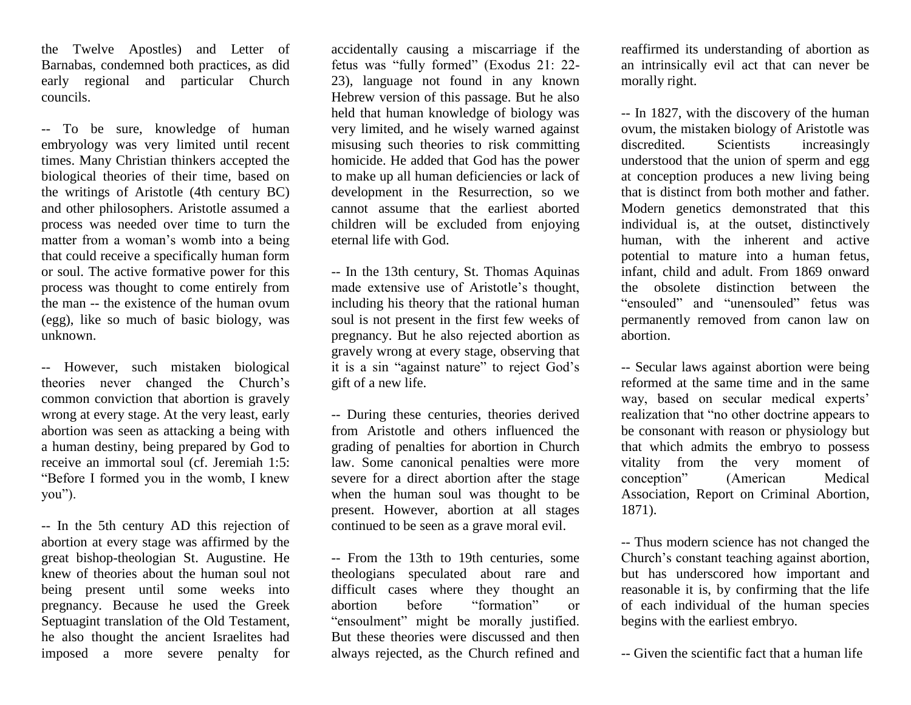the Twelve Apostles) and Letter of Barnabas, condemned both practices, as did early regional and particular Church councils.

-- To be sure, knowledge of human embryology was very limited until recent times. Many Christian thinkers accepted the biological theories of their time, based on the writings of Aristotle (4th century BC) and other philosophers. Aristotle assumed a process was needed over time to turn the matter from a woman's womb into a being that could receive a specifically human form or soul. The active formative power for this process was thought to come entirely from the man -- the existence of the human ovum (egg), like so much of basic biology, was unknown.

-- However, such mistaken biological theories never changed the Church's common conviction that abortion is gravely wrong at every stage. At the very least, early abortion was seen as attacking a being with a human destiny, being prepared by God to receive an immortal soul (cf. Jeremiah 1:5: "Before I formed you in the womb, I knew you").

-- In the 5th century AD this rejection of abortion at every stage was affirmed by the great bishop-theologian St. Augustine. He knew of theories about the human soul not being present until some weeks into pregnancy. Because he used the Greek Septuagint translation of the Old Testament, he also thought the ancient Israelites had imposed a more severe penalty for accidentally causing a miscarriage if the fetus was "fully formed" (Exodus 21: 22-23), language not found in any known Hebrew version of this passage. But he also held that human knowledge of biology was very limited, and he wisely warned against misusing such theories to risk committing homicide. He added that God has the power to make up all human deficiencies or lack of development in the Resurrection, so we cannot assume that the earliest aborted children will be excluded from enjoying eternal life with God.

-- In the 13th century, St. Thomas Aquinas made extensive use of Aristotle's thought, including his theory that the rational human soul is not present in the first few weeks of pregnancy. But he also rejected abortion as gravely wrong at every stage, observing that it is a sin "against nature" to reject God's gift of a new life.

-- During these centuries, theories derived from Aristotle and others influenced the grading of penalties for abortion in Church law. Some canonical penalties were more severe for a direct abortion after the stage when the human soul was thought to be present. However, abortion at all stages continued to be seen as a grave moral evil.

-- From the 13th to 19th centuries, some theologians speculated about rare and difficult cases where they thought an abortion before "formation" or "ensoulment" might be morally justified. But these theories were discussed and then always rejected, as the Church refined and reaffirmed its understanding of abortion as an intrinsically evil act that can never be morally right.

-- In 1827, with the discovery of the human ovum, the mistaken biology of Aristotle was discredited. Scientists increasingly understood that the union of sperm and egg at conception produces a new living being that is distinct from both mother and father. Modern genetics demonstrated that this individual is, at the outset, distinctively human, with the inherent and active potential to mature into a human fetus, infant, child and adult. From 1869 onward the obsolete distinction between the "ensouled" and "unensouled" fetus was permanently removed from canon law on abortion.

-- Secular laws against abortion were being reformed at the same time and in the same way, based on secular medical experts' realization that "no other doctrine appears to be consonant with reason or physiology but that which admits the embryo to possess vitality from the very moment of conception" (American Medical Association, Report on Criminal Abortion, 1871).

-- Thus modern science has not changed the Church's constant teaching against abortion, but has underscored how important and reasonable it is, by confirming that the life of each individual of the human species begins with the earliest embryo.

-- Given the scientific fact that a human life